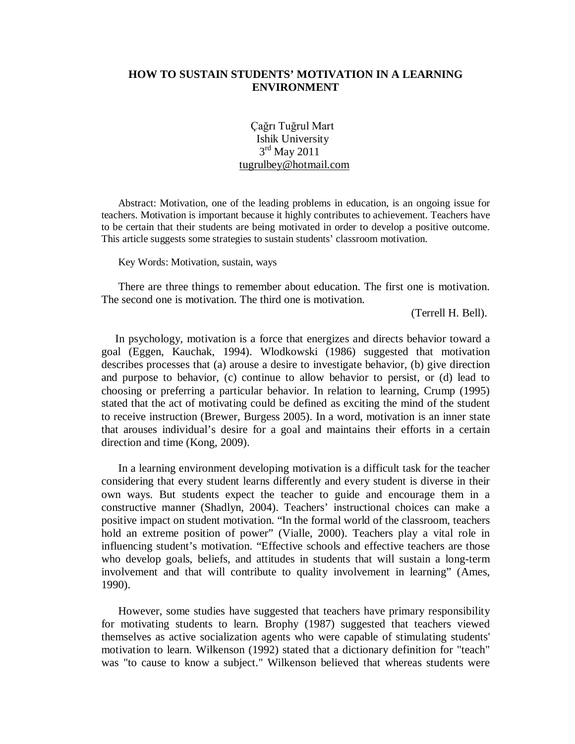# HOW TO SUSTAIN STUDENTS' MOTIVATION IN A LEARNING ENVIRONMENT

Çağrı Tuğrul Mart
Ishik University
3rd May 2011
tugrulbey@hotmail.com

Abstract: Motivation, one of the leading problems in education, is an ongoing issue for teachers. Motivation is important because it highly contributes to achievement. Teachers have to be certain that their students are being motivated in order to develop a positive outcome. This article suggests some strategies to sustain students' classroom motivation.

Key Words: Motivation, sustain, ways

There are three things to remember about education. The first one is motivation. The second one is motivation. The third one is motivation.

(Terrell H. Bell).

In psychology, motivation is a force that energizes and directs behavior toward a goal (Eggen, Kauchak, 1994). Wlodkowski (1986) suggested that motivation describes processes that (a) arouse a desire to investigate behavior, (b) give direction and purpose to behavior, (c) continue to allow behavior to persist, or (d) lead to choosing or preferring a particular behavior. In relation to learning, Crump (1995) stated that the act of motivating could be defined as exciting the mind of the student to receive instruction (Brewer, Burgess 2005). In a word, motivation is an inner state that arouses individual's desire for a goal and maintains their efforts in a certain direction and time (Kong, 2009).

In a learning environment developing motivation is a difficult task for the teacher considering that every student learns differently and every student is diverse in their own ways. But students expect the teacher to guide and encourage them in a constructive manner (Shadlyn, 2004). Teachers' instructional choices can make a positive impact on student motivation. "In the formal world of the classroom, teachers hold an extreme position of power" (Vialle, 2000). Teachers play a vital role in influencing student's motivation. "Effective schools and effective teachers are those who develop goals, beliefs, and attitudes in students that will sustain a long-term involvement and that will contribute to quality involvement in learning" (Ames, 1990).

However, some studies have suggested that teachers have primary responsibility for motivating students to learn. Brophy (1987) suggested that teachers viewed themselves as active socialization agents who were capable of stimulating students' motivation to learn. Wilkenson (1992) stated that a dictionary definition for "teach" was "to cause to know a subject." Wilkenson believed that whereas students were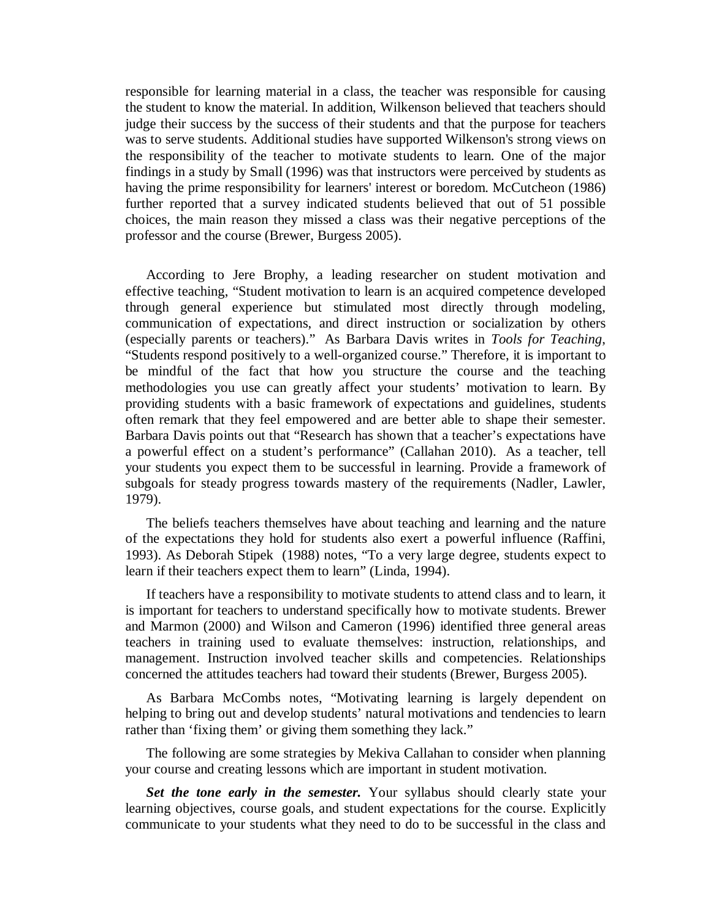responsible for learning material in a class, the teacher was responsible for causing the student to know the material. In addition, Wilkenson believed that teachers should judge their success by the success of their students and that the purpose for teachers was to serve students. Additional studies have supported Wilkenson's strong views on the responsibility of the teacher to motivate students to learn. One of the major findings in a study by Small (1996) was that instructors were perceived by students as having the prime responsibility for learners' interest or boredom. McCutcheon (1986) further reported that a survey indicated students believed that out of 51 possible choices, the main reason they missed a class was their negative perceptions of the professor and the course (Brewer, Burgess 2005).

According to Jere Brophy, a leading researcher on student motivation and effective teaching, "Student motivation to learn is an acquired competence developed through general experience but stimulated most directly through modeling, communication of expectations, and direct instruction or socialization by others (especially parents or teachers)." As Barbara Davis writes in *Tools for Teaching*, "Students respond positively to a well-organized course." Therefore, it is important to be mindful of the fact that how you structure the course and the teaching methodologies you use can greatly affect your students' motivation to learn. By providing students with a basic framework of expectations and guidelines, students often remark that they feel empowered and are better able to shape their semester. Barbara Davis points out that "Research has shown that a teacher's expectations have a powerful effect on a student's performance" (Callahan 2010). As a teacher, tell your students you expect them to be successful in learning. Provide a framework of subgoals for steady progress towards mastery of the requirements (Nadler, Lawler, 1979).

The beliefs teachers themselves have about teaching and learning and the nature of the expectations they hold for students also exert a powerful influence (Raffini, 1993). As Deborah Stipek (1988) notes, "To a very large degree, students expect to learn if their teachers expect them to learn" (Linda, 1994).

If teachers have a responsibility to motivate students to attend class and to learn, it is important for teachers to understand specifically how to motivate students. Brewer and Marmon (2000) and Wilson and Cameron (1996) identified three general areas teachers in training used to evaluate themselves: instruction, relationships, and management. Instruction involved teacher skills and competencies. Relationships concerned the attitudes teachers had toward their students (Brewer, Burgess 2005).

As Barbara McCombs notes, "Motivating learning is largely dependent on helping to bring out and develop students' natural motivations and tendencies to learn rather than 'fixing them' or giving them something they lack."

The following are some strategies by Mekiva Callahan to consider when planning your course and creating lessons which are important in student motivation.

***Set the tone early in the semester.*** Your syllabus should clearly state your learning objectives, course goals, and student expectations for the course. Explicitly communicate to your students what they need to do to be successful in the class and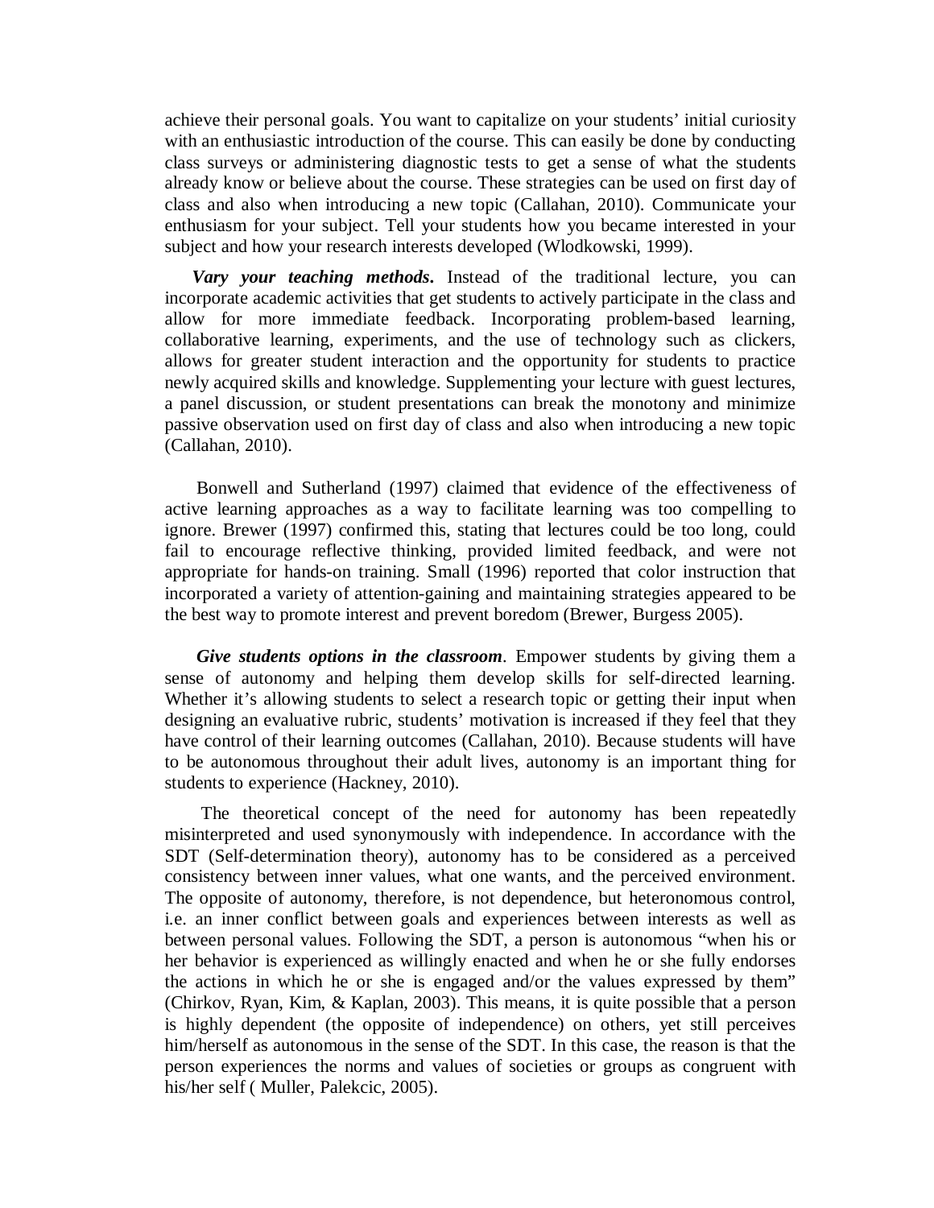achieve their personal goals. You want to capitalize on your students' initial curiosity with an enthusiastic introduction of the course. This can easily be done by conducting class surveys or administering diagnostic tests to get a sense of what the students already know or believe about the course. These strategies can be used on first day of class and also when introducing a new topic (Callahan, 2010). Communicate your enthusiasm for your subject. Tell your students how you became interested in your subject and how your research interests developed (Wlodkowski, 1999).

***Vary your teaching methods.*** Instead of the traditional lecture, you can incorporate academic activities that get students to actively participate in the class and allow for more immediate feedback. Incorporating problem-based learning, collaborative learning, experiments, and the use of technology such as clickers, allows for greater student interaction and the opportunity for students to practice newly acquired skills and knowledge. Supplementing your lecture with guest lectures, a panel discussion, or student presentations can break the monotony and minimize passive observation used on first day of class and also when introducing a new topic (Callahan, 2010).

Bonwell and Sutherland (1997) claimed that evidence of the effectiveness of active learning approaches as a way to facilitate learning was too compelling to ignore. Brewer (1997) confirmed this, stating that lectures could be too long, could fail to encourage reflective thinking, provided limited feedback, and were not appropriate for hands-on training. Small (1996) reported that color instruction that incorporated a variety of attention-gaining and maintaining strategies appeared to be the best way to promote interest and prevent boredom (Brewer, Burgess 2005).

***Give students options in the classroom***. Empower students by giving them a sense of autonomy and helping them develop skills for self-directed learning. Whether it's allowing students to select a research topic or getting their input when designing an evaluative rubric, students' motivation is increased if they feel that they have control of their learning outcomes (Callahan, 2010). Because students will have to be autonomous throughout their adult lives, autonomy is an important thing for students to experience (Hackney, 2010).

The theoretical concept of the need for autonomy has been repeatedly misinterpreted and used synonymously with independence. In accordance with the SDT (Self-determination theory), autonomy has to be considered as a perceived consistency between inner values, what one wants, and the perceived environment. The opposite of autonomy, therefore, is not dependence, but heteronomous control, i.e. an inner conflict between goals and experiences between interests as well as between personal values. Following the SDT, a person is autonomous "when his or her behavior is experienced as willingly enacted and when he or she fully endorses the actions in which he or she is engaged and/or the values expressed by them" (Chirkov, Ryan, Kim, & Kaplan, 2003). This means, it is quite possible that a person is highly dependent (the opposite of independence) on others, yet still perceives him/herself as autonomous in the sense of the SDT. In this case, the reason is that the person experiences the norms and values of societies or groups as congruent with his/her self ( Muller, Palekcic, 2005).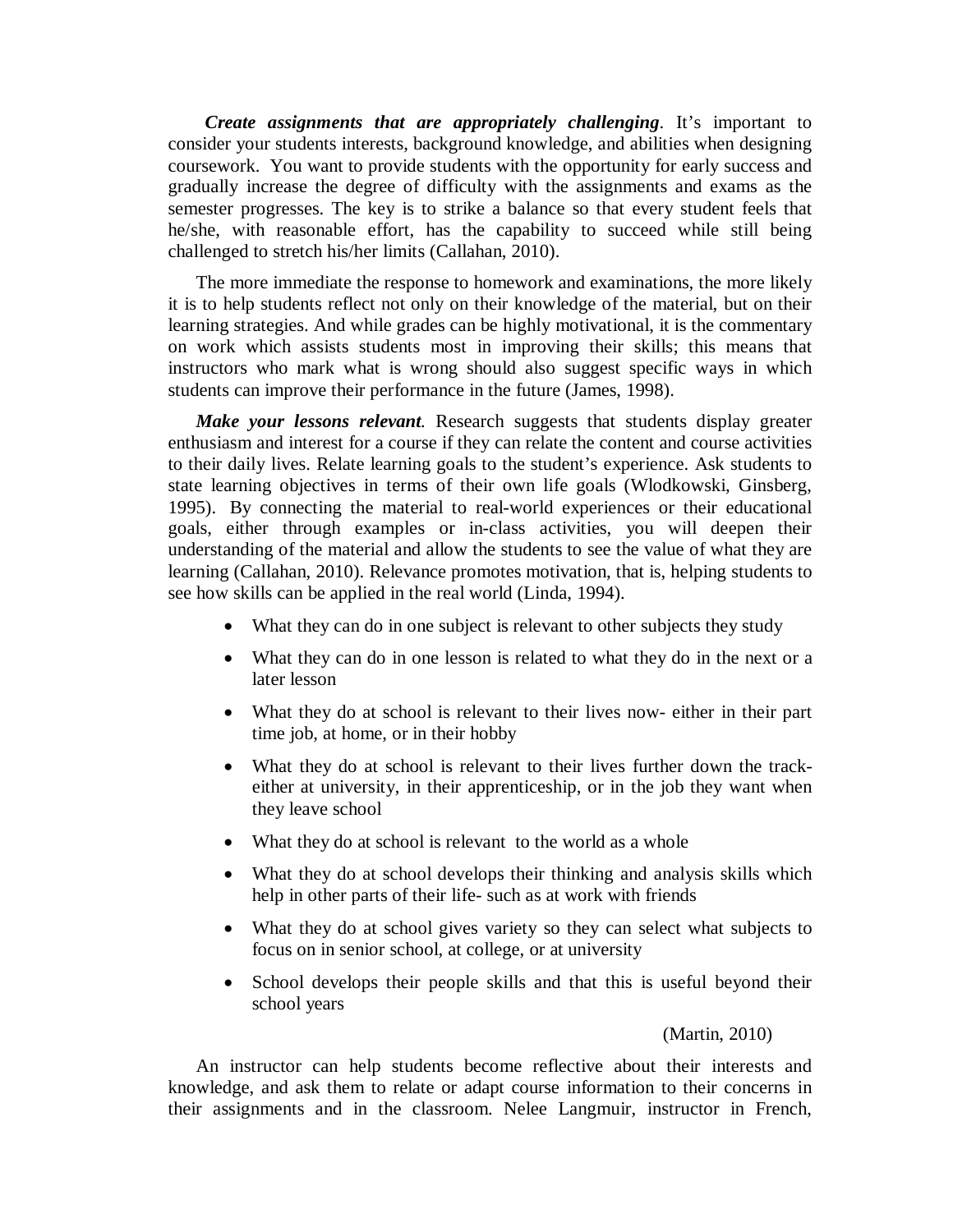***Create assignments that are appropriately challenging***. It's important to consider your students interests, background knowledge, and abilities when designing coursework. You want to provide students with the opportunity for early success and gradually increase the degree of difficulty with the assignments and exams as the semester progresses. The key is to strike a balance so that every student feels that he/she, with reasonable effort, has the capability to succeed while still being challenged to stretch his/her limits (Callahan, 2010).

The more immediate the response to homework and examinations, the more likely it is to help students reflect not only on their knowledge of the material, but on their learning strategies. And while grades can be highly motivational, it is the commentary on work which assists students most in improving their skills; this means that instructors who mark what is wrong should also suggest specific ways in which students can improve their performance in the future (James, 1998).

***Make your lessons relevant***. Research suggests that students display greater enthusiasm and interest for a course if they can relate the content and course activities to their daily lives. Relate learning goals to the student's experience. Ask students to state learning objectives in terms of their own life goals (Wlodkowski, Ginsberg, 1995). By connecting the material to real-world experiences or their educational goals, either through examples or in-class activities, you will deepen their understanding of the material and allow the students to see the value of what they are learning (Callahan, 2010). Relevance promotes motivation, that is, helping students to see how skills can be applied in the real world (Linda, 1994).

- What they can do in one subject is relevant to other subjects they study
- What they can do in one lesson is related to what they do in the next or a later lesson
- What they do at school is relevant to their lives now- either in their part time job, at home, or in their hobby
- What they do at school is relevant to their lives further down the track- either at university, in their apprenticeship, or in the job they want when they leave school
- What they do at school is relevant to the world as a whole
- What they do at school develops their thinking and analysis skills which help in other parts of their life- such as at work with friends
- What they do at school gives variety so they can select what subjects to focus on in senior school, at college, or at university
- School develops their people skills and that this is useful beyond their school years

(Martin, 2010)

An instructor can help students become reflective about their interests and knowledge, and ask them to relate or adapt course information to their concerns in their assignments and in the classroom. Nelee Langmuir, instructor in French,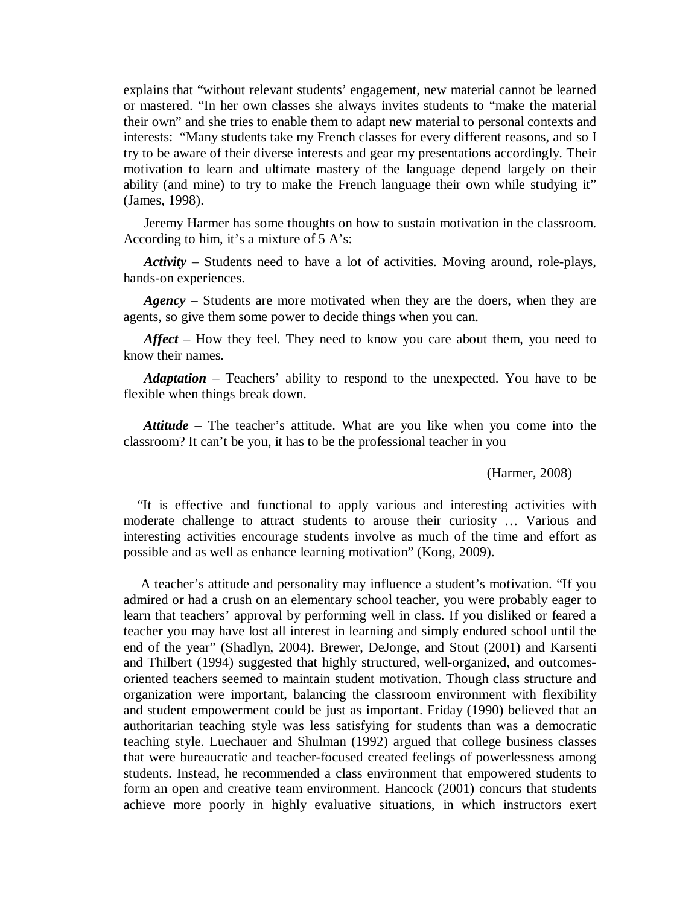explains that "without relevant students' engagement, new material cannot be learned or mastered. "In her own classes she always invites students to "make the material their own" and she tries to enable them to adapt new material to personal contexts and interests: "Many students take my French classes for every different reasons, and so I try to be aware of their diverse interests and gear my presentations accordingly. Their motivation to learn and ultimate mastery of the language depend largely on their ability (and mine) to try to make the French language their own while studying it" (James, 1998).

Jeremy Harmer has some thoughts on how to sustain motivation in the classroom. According to him, it's a mixture of 5 A's:

***Activity*** – Students need to have a lot of activities. Moving around, role-plays, hands-on experiences.

***Agency*** – Students are more motivated when they are the doers, when they are agents, so give them some power to decide things when you can.

***Affect*** – How they feel. They need to know you care about them, you need to know their names.

***Adaptation*** – Teachers' ability to respond to the unexpected. You have to be flexible when things break down.

***Attitude*** – The teacher's attitude. What are you like when you come into the classroom? It can't be you, it has to be the professional teacher in you

(Harmer, 2008)

"It is effective and functional to apply various and interesting activities with moderate challenge to attract students to arouse their curiosity … Various and interesting activities encourage students involve as much of the time and effort as possible and as well as enhance learning motivation" (Kong, 2009).

A teacher's attitude and personality may influence a student's motivation. "If you admired or had a crush on an elementary school teacher, you were probably eager to learn that teachers' approval by performing well in class. If you disliked or feared a teacher you may have lost all interest in learning and simply endured school until the end of the year" (Shadlyn, 2004). Brewer, DeJonge, and Stout (2001) and Karsenti and Thilbert (1994) suggested that highly structured, well-organized, and outcomes-oriented teachers seemed to maintain student motivation. Though class structure and organization were important, balancing the classroom environment with flexibility and student empowerment could be just as important. Friday (1990) believed that an authoritarian teaching style was less satisfying for students than was a democratic teaching style. Luechauer and Shulman (1992) argued that college business classes that were bureaucratic and teacher-focused created feelings of powerlessness among students. Instead, he recommended a class environment that empowered students to form an open and creative team environment. Hancock (2001) concurs that students achieve more poorly in highly evaluative situations, in which instructors exert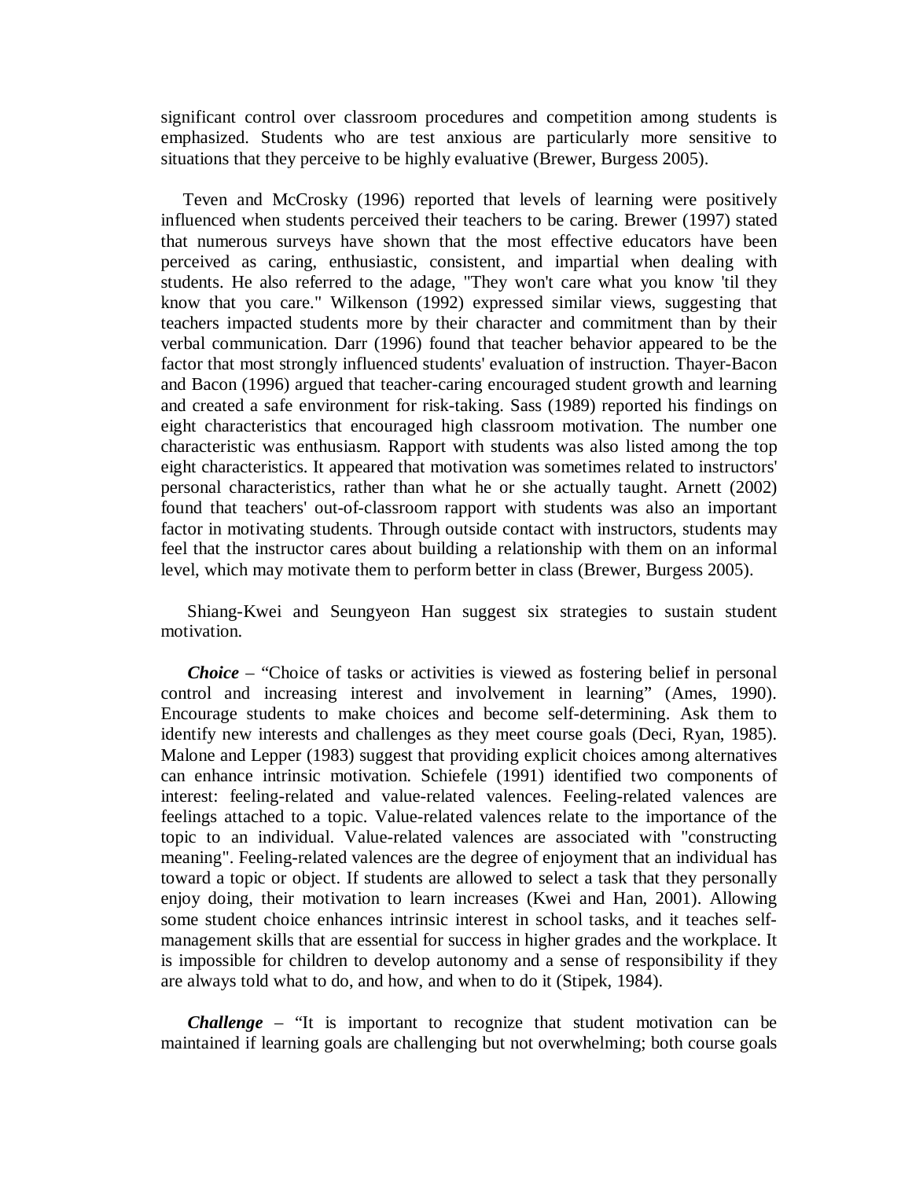significant control over classroom procedures and competition among students is emphasized. Students who are test anxious are particularly more sensitive to situations that they perceive to be highly evaluative (Brewer, Burgess 2005).

Teven and McCrosky (1996) reported that levels of learning were positively influenced when students perceived their teachers to be caring. Brewer (1997) stated that numerous surveys have shown that the most effective educators have been perceived as caring, enthusiastic, consistent, and impartial when dealing with students. He also referred to the adage, "They won't care what you know 'til they know that you care." Wilkenson (1992) expressed similar views, suggesting that teachers impacted students more by their character and commitment than by their verbal communication. Darr (1996) found that teacher behavior appeared to be the factor that most strongly influenced students' evaluation of instruction. Thayer-Bacon and Bacon (1996) argued that teacher-caring encouraged student growth and learning and created a safe environment for risk-taking. Sass (1989) reported his findings on eight characteristics that encouraged high classroom motivation. The number one characteristic was enthusiasm. Rapport with students was also listed among the top eight characteristics. It appeared that motivation was sometimes related to instructors' personal characteristics, rather than what he or she actually taught. Arnett (2002) found that teachers' out-of-classroom rapport with students was also an important factor in motivating students. Through outside contact with instructors, students may feel that the instructor cares about building a relationship with them on an informal level, which may motivate them to perform better in class (Brewer, Burgess 2005).

Shiang-Kwei and Seungyeon Han suggest six strategies to sustain student motivation.

***Choice*** – "Choice of tasks or activities is viewed as fostering belief in personal control and increasing interest and involvement in learning" (Ames, 1990). Encourage students to make choices and become self-determining. Ask them to identify new interests and challenges as they meet course goals (Deci, Ryan, 1985). Malone and Lepper (1983) suggest that providing explicit choices among alternatives can enhance intrinsic motivation. Schiefele (1991) identified two components of interest: feeling-related and value-related valences. Feeling-related valences are feelings attached to a topic. Value-related valences relate to the importance of the topic to an individual. Value-related valences are associated with "constructing meaning". Feeling-related valences are the degree of enjoyment that an individual has toward a topic or object. If students are allowed to select a task that they personally enjoy doing, their motivation to learn increases (Kwei and Han, 2001). Allowing some student choice enhances intrinsic interest in school tasks, and it teaches self-management skills that are essential for success in higher grades and the workplace. It is impossible for children to develop autonomy and a sense of responsibility if they are always told what to do, and how, and when to do it (Stipek, 1984).

***Challenge*** – "It is important to recognize that student motivation can be maintained if learning goals are challenging but not overwhelming; both course goals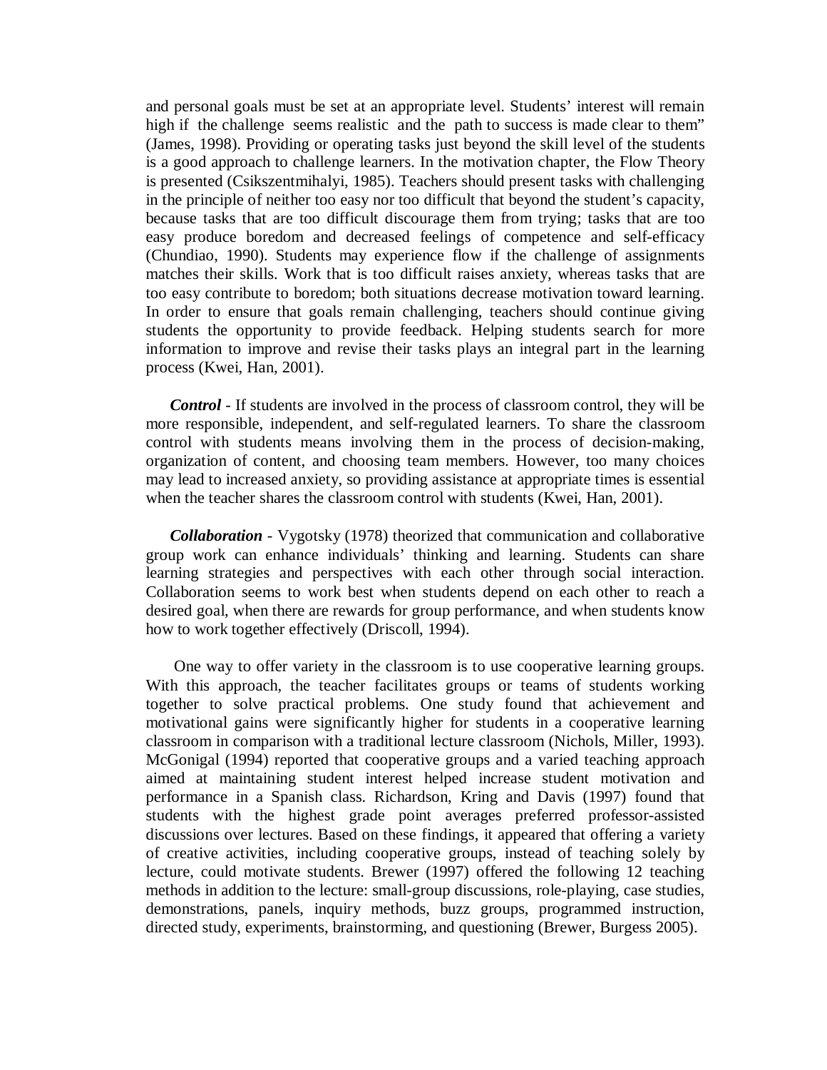and personal goals must be set at an appropriate level. Students' interest will remain high if the challenge seems realistic and the path to success is made clear to them" (James, 1998). Providing or operating tasks just beyond the skill level of the students is a good approach to challenge learners. In the motivation chapter, the Flow Theory is presented (Csikszentmihalyi, 1985). Teachers should present tasks with challenging in the principle of neither too easy nor too difficult that beyond the student's capacity, because tasks that are too difficult discourage them from trying; tasks that are too easy produce boredom and decreased feelings of competence and self-efficacy (Chundiao, 1990). Students may experience flow if the challenge of assignments matches their skills. Work that is too difficult raises anxiety, whereas tasks that are too easy contribute to boredom; both situations decrease motivation toward learning. In order to ensure that goals remain challenging, teachers should continue giving students the opportunity to provide feedback. Helping students search for more information to improve and revise their tasks plays an integral part in the learning process (Kwei, Han, 2001).

***Control*** - If students are involved in the process of classroom control, they will be more responsible, independent, and self-regulated learners. To share the classroom control with students means involving them in the process of decision-making, organization of content, and choosing team members. However, too many choices may lead to increased anxiety, so providing assistance at appropriate times is essential when the teacher shares the classroom control with students (Kwei, Han, 2001).

***Collaboration*** - Vygotsky (1978) theorized that communication and collaborative group work can enhance individuals' thinking and learning. Students can share learning strategies and perspectives with each other through social interaction. Collaboration seems to work best when students depend on each other to reach a desired goal, when there are rewards for group performance, and when students know how to work together effectively (Driscoll, 1994).

One way to offer variety in the classroom is to use cooperative learning groups. With this approach, the teacher facilitates groups or teams of students working together to solve practical problems. One study found that achievement and motivational gains were significantly higher for students in a cooperative learning classroom in comparison with a traditional lecture classroom (Nichols, Miller, 1993). McGonigal (1994) reported that cooperative groups and a varied teaching approach aimed at maintaining student interest helped increase student motivation and performance in a Spanish class. Richardson, Kring and Davis (1997) found that students with the highest grade point averages preferred professor-assisted discussions over lectures. Based on these findings, it appeared that offering a variety of creative activities, including cooperative groups, instead of teaching solely by lecture, could motivate students. Brewer (1997) offered the following 12 teaching methods in addition to the lecture: small-group discussions, role-playing, case studies, demonstrations, panels, inquiry methods, buzz groups, programmed instruction, directed study, experiments, brainstorming, and questioning (Brewer, Burgess 2005).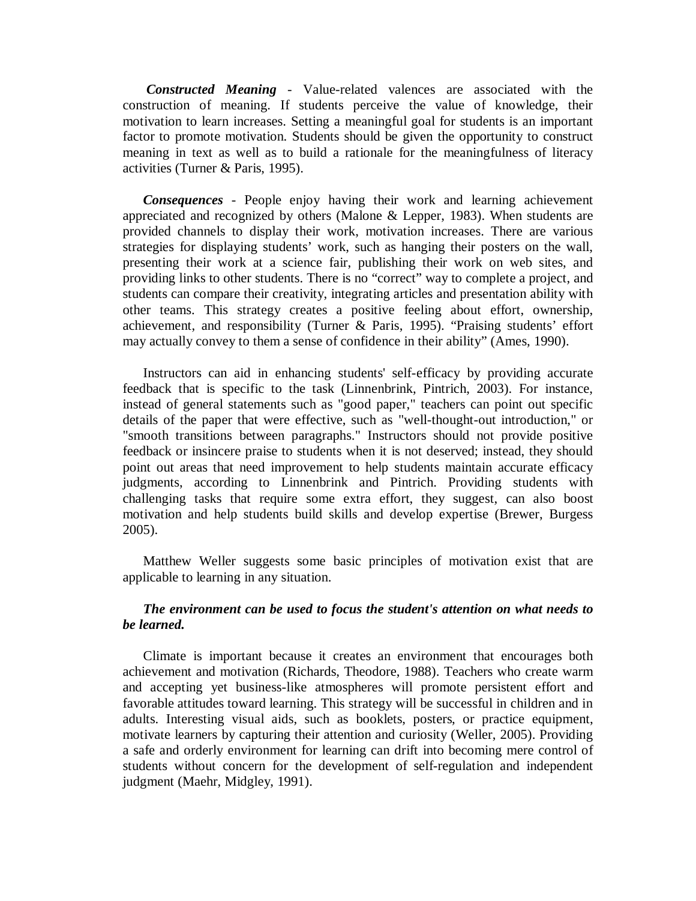***Constructed Meaning*** - Value-related valences are associated with the construction of meaning. If students perceive the value of knowledge, their motivation to learn increases. Setting a meaningful goal for students is an important factor to promote motivation. Students should be given the opportunity to construct meaning in text as well as to build a rationale for the meaningfulness of literacy activities (Turner & Paris, 1995).

***Consequences*** - People enjoy having their work and learning achievement appreciated and recognized by others (Malone & Lepper, 1983). When students are provided channels to display their work, motivation increases. There are various strategies for displaying students' work, such as hanging their posters on the wall, presenting their work at a science fair, publishing their work on web sites, and providing links to other students. There is no "correct" way to complete a project, and students can compare their creativity, integrating articles and presentation ability with other teams. This strategy creates a positive feeling about effort, ownership, achievement, and responsibility (Turner & Paris, 1995). "Praising students' effort may actually convey to them a sense of confidence in their ability" (Ames, 1990).

Instructors can aid in enhancing students' self-efficacy by providing accurate feedback that is specific to the task (Linnenbrink, Pintrich, 2003). For instance, instead of general statements such as "good paper," teachers can point out specific details of the paper that were effective, such as "well-thought-out introduction," or "smooth transitions between paragraphs." Instructors should not provide positive feedback or insincere praise to students when it is not deserved; instead, they should point out areas that need improvement to help students maintain accurate efficacy judgments, according to Linnenbrink and Pintrich. Providing students with challenging tasks that require some extra effort, they suggest, can also boost motivation and help students build skills and develop expertise (Brewer, Burgess 2005).

Matthew Weller suggests some basic principles of motivation exist that are applicable to learning in any situation.

***The environment can be used to focus the student's attention on what needs to be learned.***

Climate is important because it creates an environment that encourages both achievement and motivation (Richards, Theodore, 1988). Teachers who create warm and accepting yet business-like atmospheres will promote persistent effort and favorable attitudes toward learning. This strategy will be successful in children and in adults. Interesting visual aids, such as booklets, posters, or practice equipment, motivate learners by capturing their attention and curiosity (Weller, 2005). Providing a safe and orderly environment for learning can drift into becoming mere control of students without concern for the development of self-regulation and independent judgment (Maehr, Midgley, 1991).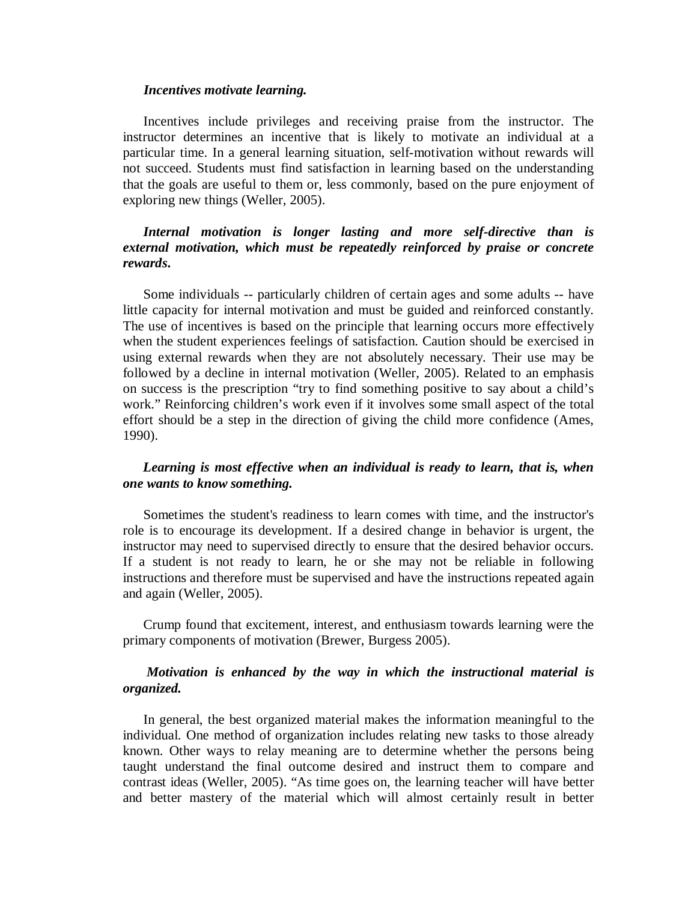***Incentives motivate learning.***

Incentives include privileges and receiving praise from the instructor. The instructor determines an incentive that is likely to motivate an individual at a particular time. In a general learning situation, self-motivation without rewards will not succeed. Students must find satisfaction in learning based on the understanding that the goals are useful to them or, less commonly, based on the pure enjoyment of exploring new things (Weller, 2005).

***Internal motivation is longer lasting and more self-directive than is external motivation, which must be repeatedly reinforced by praise or concrete rewards.***

Some individuals -- particularly children of certain ages and some adults -- have little capacity for internal motivation and must be guided and reinforced constantly. The use of incentives is based on the principle that learning occurs more effectively when the student experiences feelings of satisfaction. Caution should be exercised in using external rewards when they are not absolutely necessary. Their use may be followed by a decline in internal motivation (Weller, 2005). Related to an emphasis on success is the prescription "try to find something positive to say about a child's work." Reinforcing children's work even if it involves some small aspect of the total effort should be a step in the direction of giving the child more confidence (Ames, 1990).

***Learning is most effective when an individual is ready to learn, that is, when one wants to know something.***

Sometimes the student's readiness to learn comes with time, and the instructor's role is to encourage its development. If a desired change in behavior is urgent, the instructor may need to supervised directly to ensure that the desired behavior occurs. If a student is not ready to learn, he or she may not be reliable in following instructions and therefore must be supervised and have the instructions repeated again and again (Weller, 2005).

Crump found that excitement, interest, and enthusiasm towards learning were the primary components of motivation (Brewer, Burgess 2005).

***Motivation is enhanced by the way in which the instructional material is organized.***

In general, the best organized material makes the information meaningful to the individual. One method of organization includes relating new tasks to those already known. Other ways to relay meaning are to determine whether the persons being taught understand the final outcome desired and instruct them to compare and contrast ideas (Weller, 2005). "As time goes on, the learning teacher will have better and better mastery of the material which will almost certainly result in better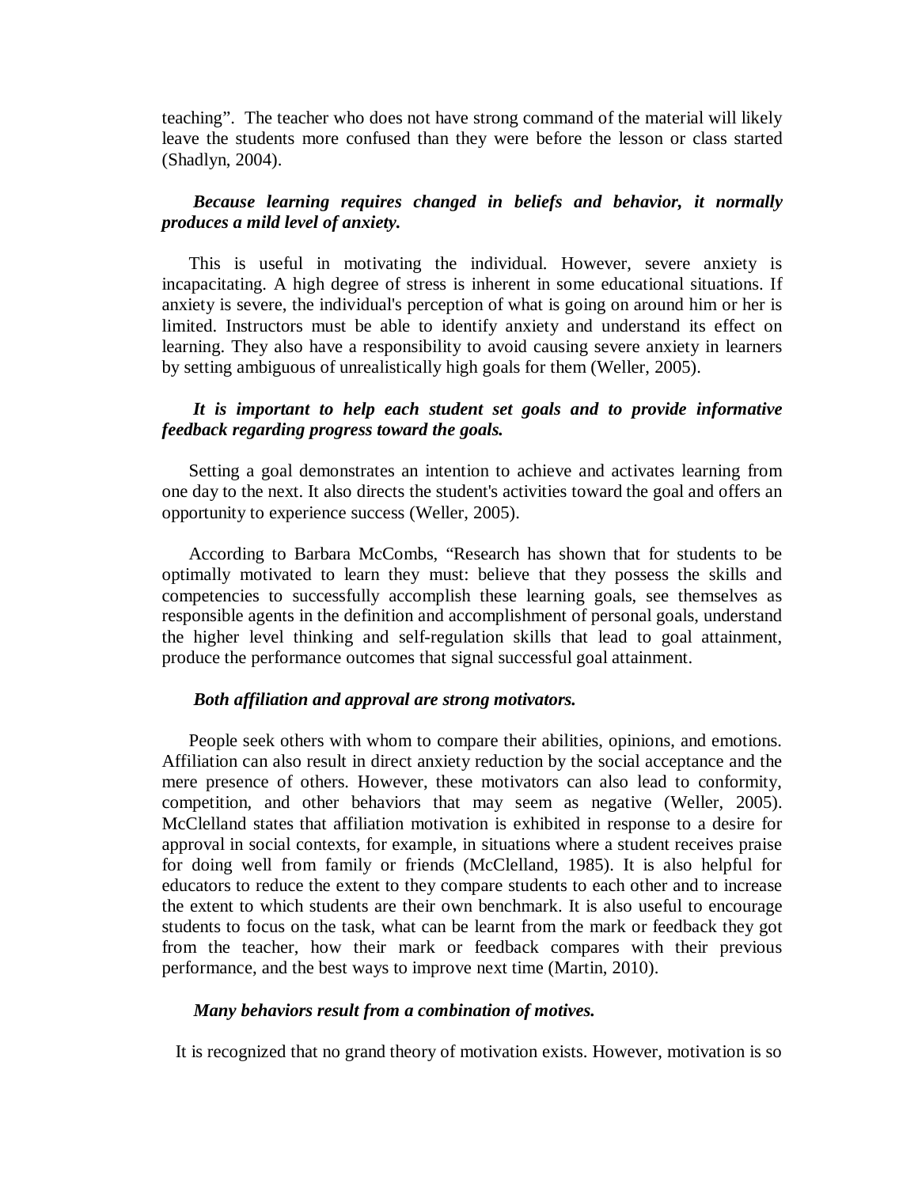teaching". The teacher who does not have strong command of the material will likely leave the students more confused than they were before the lesson or class started (Shadlyn, 2004).

***Because learning requires changed in beliefs and behavior, it normally produces a mild level of anxiety.***

This is useful in motivating the individual. However, severe anxiety is incapacitating. A high degree of stress is inherent in some educational situations. If anxiety is severe, the individual's perception of what is going on around him or her is limited. Instructors must be able to identify anxiety and understand its effect on learning. They also have a responsibility to avoid causing severe anxiety in learners by setting ambiguous of unrealistically high goals for them (Weller, 2005).

***It is important to help each student set goals and to provide informative feedback regarding progress toward the goals.***

Setting a goal demonstrates an intention to achieve and activates learning from one day to the next. It also directs the student's activities toward the goal and offers an opportunity to experience success (Weller, 2005).

According to Barbara McCombs, "Research has shown that for students to be optimally motivated to learn they must: believe that they possess the skills and competencies to successfully accomplish these learning goals, see themselves as responsible agents in the definition and accomplishment of personal goals, understand the higher level thinking and self-regulation skills that lead to goal attainment, produce the performance outcomes that signal successful goal attainment.

***Both affiliation and approval are strong motivators.***

People seek others with whom to compare their abilities, opinions, and emotions. Affiliation can also result in direct anxiety reduction by the social acceptance and the mere presence of others. However, these motivators can also lead to conformity, competition, and other behaviors that may seem as negative (Weller, 2005). McClelland states that affiliation motivation is exhibited in response to a desire for approval in social contexts, for example, in situations where a student receives praise for doing well from family or friends (McClelland, 1985). It is also helpful for educators to reduce the extent to they compare students to each other and to increase the extent to which students are their own benchmark. It is also useful to encourage students to focus on the task, what can be learnt from the mark or feedback they got from the teacher, how their mark or feedback compares with their previous performance, and the best ways to improve next time (Martin, 2010).

***Many behaviors result from a combination of motives.***

It is recognized that no grand theory of motivation exists. However, motivation is so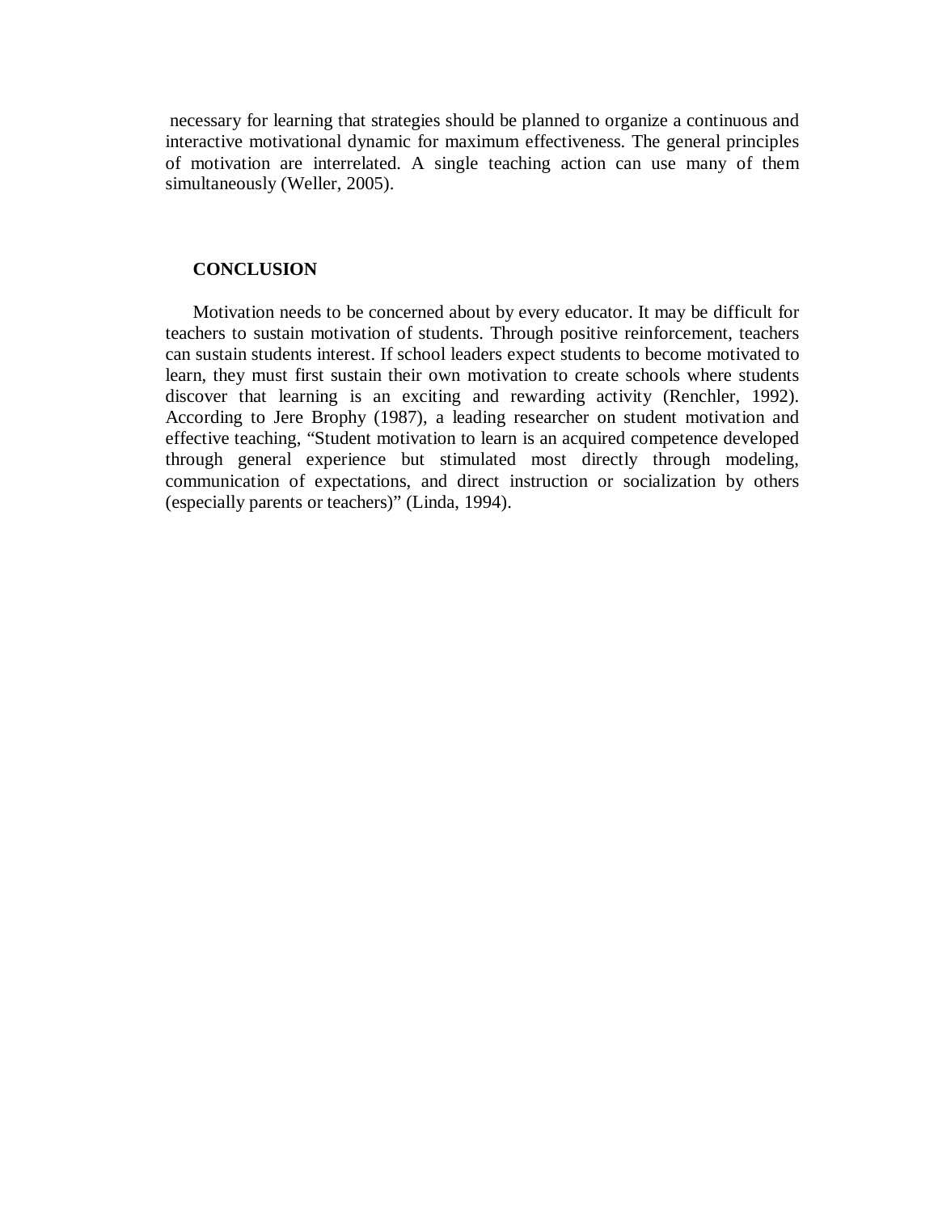necessary for learning that strategies should be planned to organize a continuous and interactive motivational dynamic for maximum effectiveness. The general principles of motivation are interrelated. A single teaching action can use many of them simultaneously (Weller, 2005).

## CONCLUSION

Motivation needs to be concerned about by every educator. It may be difficult for teachers to sustain motivation of students. Through positive reinforcement, teachers can sustain students interest. If school leaders expect students to become motivated to learn, they must first sustain their own motivation to create schools where students discover that learning is an exciting and rewarding activity (Renchler, 1992). According to Jere Brophy (1987), a leading researcher on student motivation and effective teaching, "Student motivation to learn is an acquired competence developed through general experience but stimulated most directly through modeling, communication of expectations, and direct instruction or socialization by others (especially parents or teachers)" (Linda, 1994).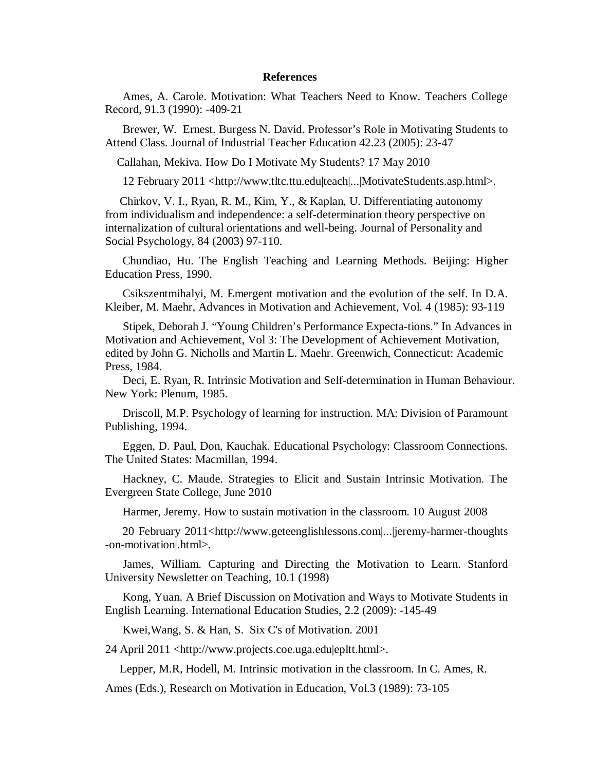**References**

Ames, A. Carole. Motivation: What Teachers Need to Know. Teachers College Record, 91.3 (1990): -409-21

Brewer, W. Ernest. Burgess N. David. Professor's Role in Motivating Students to Attend Class. Journal of Industrial Teacher Education 42.23 (2005): 23-47

Callahan, Mekiva. How Do I Motivate My Students? 17 May 2010

12 February 2011 <http://www.tltc.ttu.edu|teach|...|MotivateStudents.asp.html>.

Chirkov, V. I., Ryan, R. M., Kim, Y., & Kaplan, U. Differentiating autonomy from individualism and independence: a self-determination theory perspective on internalization of cultural orientations and well-being. Journal of Personality and Social Psychology, 84 (2003) 97-110.

Chundiao, Hu. The English Teaching and Learning Methods. Beijing: Higher Education Press, 1990.

Csikszentmihalyi, M. Emergent motivation and the evolution of the self. In D.A. Kleiber, M. Maehr, Advances in Motivation and Achievement, Vol. 4 (1985): 93-119

Stipek, Deborah J. "Young Children's Performance Expecta-tions." In Advances in Motivation and Achievement, Vol 3: The Development of Achievement Motivation, edited by John G. Nicholls and Martin L. Maehr. Greenwich, Connecticut: Academic Press, 1984.

Deci, E. Ryan, R. Intrinsic Motivation and Self-determination in Human Behaviour. New York: Plenum, 1985.

Driscoll, M.P. Psychology of learning for instruction. MA: Division of Paramount Publishing, 1994.

Eggen, D. Paul, Don, Kauchak. Educational Psychology: Classroom Connections. The United States: Macmillan, 1994.

Hackney, C. Maude. Strategies to Elicit and Sustain Intrinsic Motivation. The Evergreen State College, June 2010

Harmer, Jeremy. How to sustain motivation in the classroom. 10 August 2008

20 February 2011<http://www.geteenglishlessons.com|...|jeremy-harmer-thoughts -on-motivation|.html>.

James, William. Capturing and Directing the Motivation to Learn. Stanford University Newsletter on Teaching, 10.1 (1998)

Kong, Yuan. A Brief Discussion on Motivation and Ways to Motivate Students in English Learning. International Education Studies, 2.2 (2009): -145-49

Kwei,Wang, S. & Han, S. Six C's of Motivation. 2001

24 April 2011 <http://www.projects.coe.uga.edu|epltt.html>.

Lepper, M.R, Hodell, M. Intrinsic motivation in the classroom. In C. Ames, R.

Ames (Eds.), Research on Motivation in Education, Vol.3 (1989): 73-105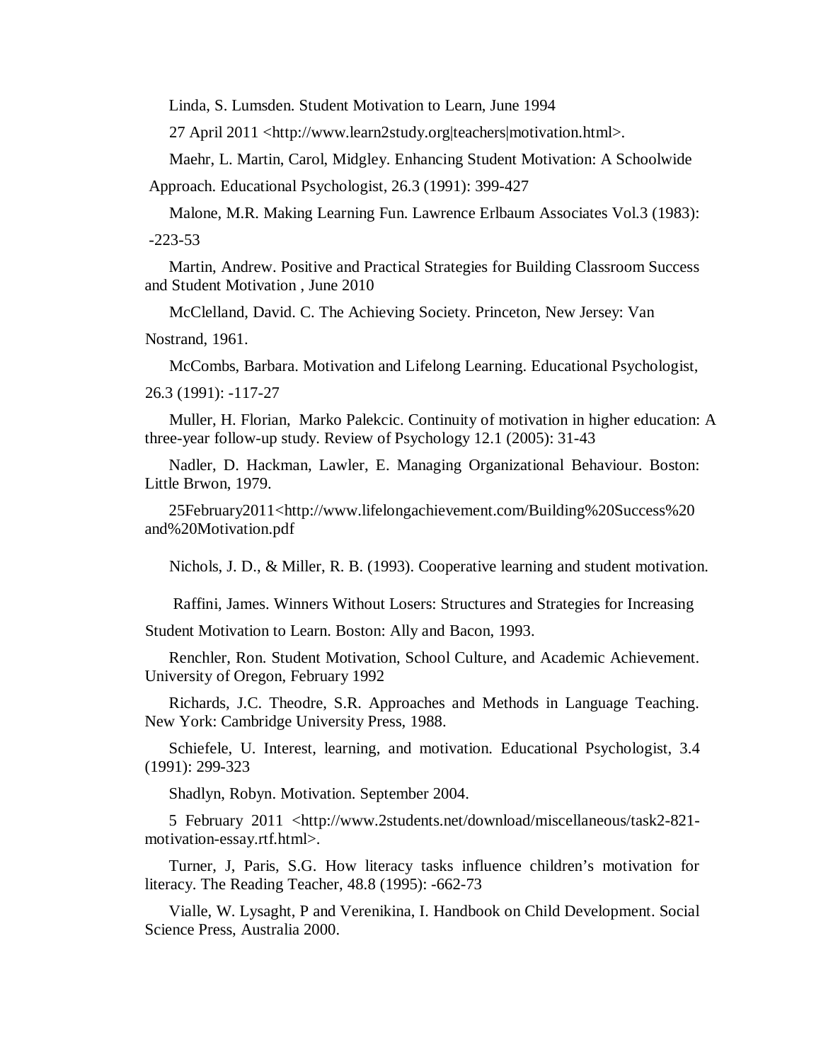Linda, S. Lumsden. Student Motivation to Learn, June 1994

27 April 2011 <http://www.learn2study.org|teachers|motivation.html>.

Maehr, L. Martin, Carol, Midgley. Enhancing Student Motivation: A Schoolwide Approach. Educational Psychologist, 26.3 (1991): 399-427

Malone, M.R. Making Learning Fun. Lawrence Erlbaum Associates Vol.3 (1983): -223-53

Martin, Andrew. Positive and Practical Strategies for Building Classroom Success and Student Motivation , June 2010

McClelland, David. C. The Achieving Society. Princeton, New Jersey: Van Nostrand, 1961.

McCombs, Barbara. Motivation and Lifelong Learning. Educational Psychologist, 26.3 (1991): -117-27

Muller, H. Florian, Marko Palekcic. Continuity of motivation in higher education: A three-year follow-up study. Review of Psychology 12.1 (2005): 31-43

Nadler, D. Hackman, Lawler, E. Managing Organizational Behaviour. Boston: Little Brwon, 1979.

25February2011<http://www.lifelongachievement.com/Building%20Success%20and%20Motivation.pdf

Nichols, J. D., & Miller, R. B. (1993). Cooperative learning and student motivation.

Raffini, James. Winners Without Losers: Structures and Strategies for Increasing Student Motivation to Learn. Boston: Ally and Bacon, 1993.

Renchler, Ron. Student Motivation, School Culture, and Academic Achievement. University of Oregon, February 1992

Richards, J.C. Theodre, S.R. Approaches and Methods in Language Teaching. New York: Cambridge University Press, 1988.

Schiefele, U. Interest, learning, and motivation. Educational Psychologist, 3.4 (1991): 299-323

Shadlyn, Robyn. Motivation. September 2004.

5 February 2011 <http://www.2students.net/download/miscellaneous/task2-821-motivation-essay.rtf.html>.

Turner, J, Paris, S.G. How literacy tasks influence children's motivation for literacy. The Reading Teacher, 48.8 (1995): -662-73

Vialle, W. Lysaght, P and Verenikina, I. Handbook on Child Development. Social Science Press, Australia 2000.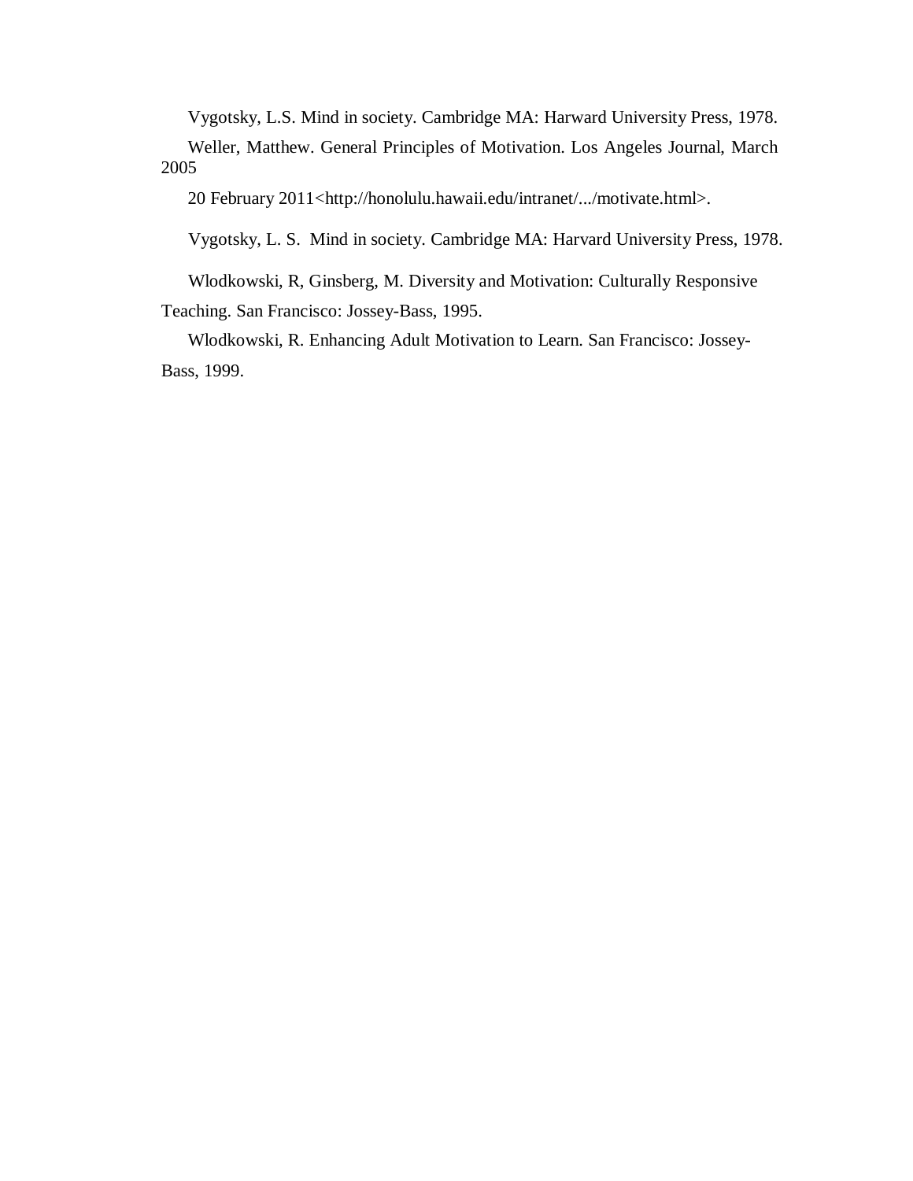Vygotsky, L.S. Mind in society. Cambridge MA: Harward University Press, 1978.

Weller, Matthew. General Principles of Motivation. Los Angeles Journal, March 2005

20 February 2011<http://honolulu.hawaii.edu/intranet/.../motivate.html>.

Vygotsky, L. S. Mind in society. Cambridge MA: Harvard University Press, 1978.

Wlodkowski, R, Ginsberg, M. Diversity and Motivation: Culturally Responsive Teaching. San Francisco: Jossey-Bass, 1995.

Wlodkowski, R. Enhancing Adult Motivation to Learn. San Francisco: Jossey-Bass, 1999.